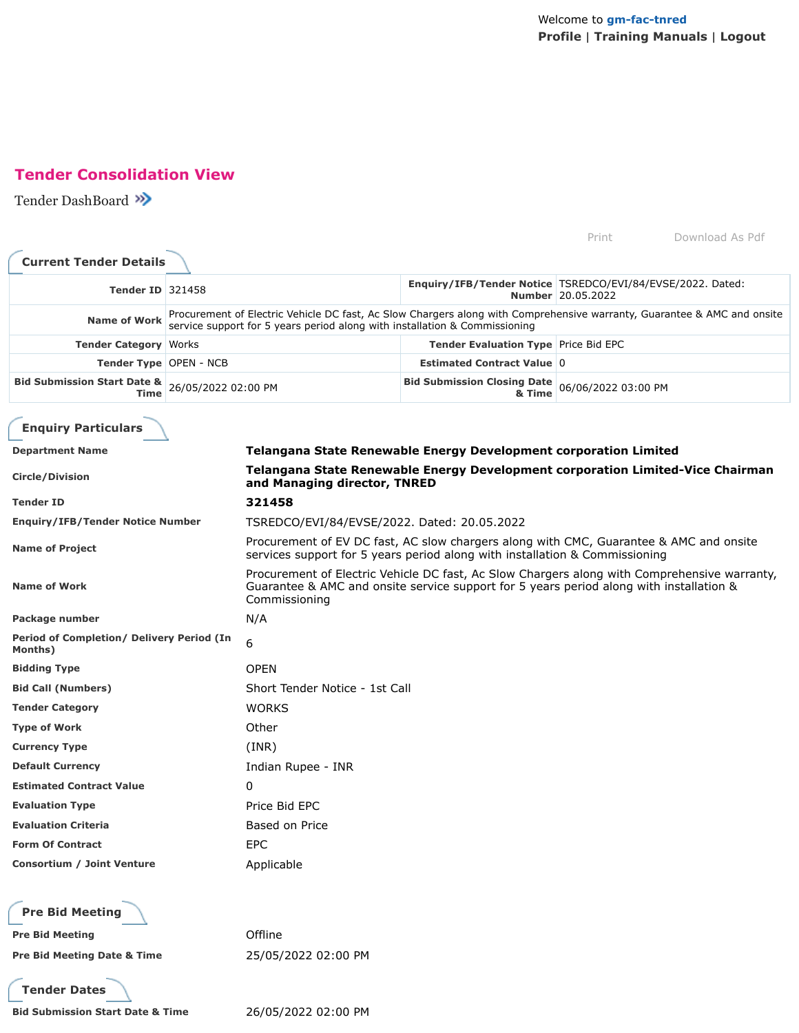Welcome to gm-fac-tnred
**Profile** | **Training Manuals** | **Logout**

# Tender Consolidation View

Tender DashBoard »

Print | Download As Pdf

## Current Tender Details

| | | | |
|---|---|---|---|
| **Tender ID** | 321458 | **Enquiry/IFB/Tender Notice Number** | TSREDCO/EVI/84/EVSE/2022. Dated: 20.05.2022 |
| **Name of Work** | Procurement of Electric Vehicle DC fast, Ac Slow Chargers along with Comprehensive warranty, Guarantee & AMC and onsite service support for 5 years period along with installation & Commissioning | | |
| **Tender Category** | Works | **Tender Evaluation Type** | Price Bid EPC |
| **Tender Type** | OPEN - NCB | **Estimated Contract Value** | 0 |
| **Bid Submission Start Date & Time** | 26/05/2022 02:00 PM | **Bid Submission Closing Date & Time** | 06/06/2022 03:00 PM |

## Enquiry Particulars

| | |
|---|---|
| **Department Name** | **Telangana State Renewable Energy Development corporation Limited** |
| **Circle/Division** | **Telangana State Renewable Energy Development corporation Limited-Vice Chairman and Managing director, TNRED** |
| **Tender ID** | **321458** |
| **Enquiry/IFB/Tender Notice Number** | TSREDCO/EVI/84/EVSE/2022. Dated: 20.05.2022 |
| **Name of Project** | Procurement of EV DC fast, AC slow chargers along with CMC, Guarantee & AMC and onsite services support for 5 years period along with installation & Commissioning |
| **Name of Work** | Procurement of Electric Vehicle DC fast, Ac Slow Chargers along with Comprehensive warranty, Guarantee & AMC and onsite service support for 5 years period along with installation & Commissioning |
| **Package number** | N/A |
| **Period of Completion/ Delivery Period (In Months)** | 6 |
| **Bidding Type** | OPEN |
| **Bid Call (Numbers)** | Short Tender Notice - 1st Call |
| **Tender Category** | WORKS |
| **Type of Work** | Other |
| **Currency Type** | (INR) |
| **Default Currency** | Indian Rupee - INR |
| **Estimated Contract Value** | 0 |
| **Evaluation Type** | Price Bid EPC |
| **Evaluation Criteria** | Based on Price |
| **Form Of Contract** | EPC |
| **Consortium / Joint Venture** | Applicable |

## Pre Bid Meeting

| | |
|---|---|
| **Pre Bid Meeting** | Offline |
| **Pre Bid Meeting Date & Time** | 25/05/2022 02:00 PM |

## Tender Dates

| | |
|---|---|
| **Bid Submission Start Date & Time** | 26/05/2022 02:00 PM |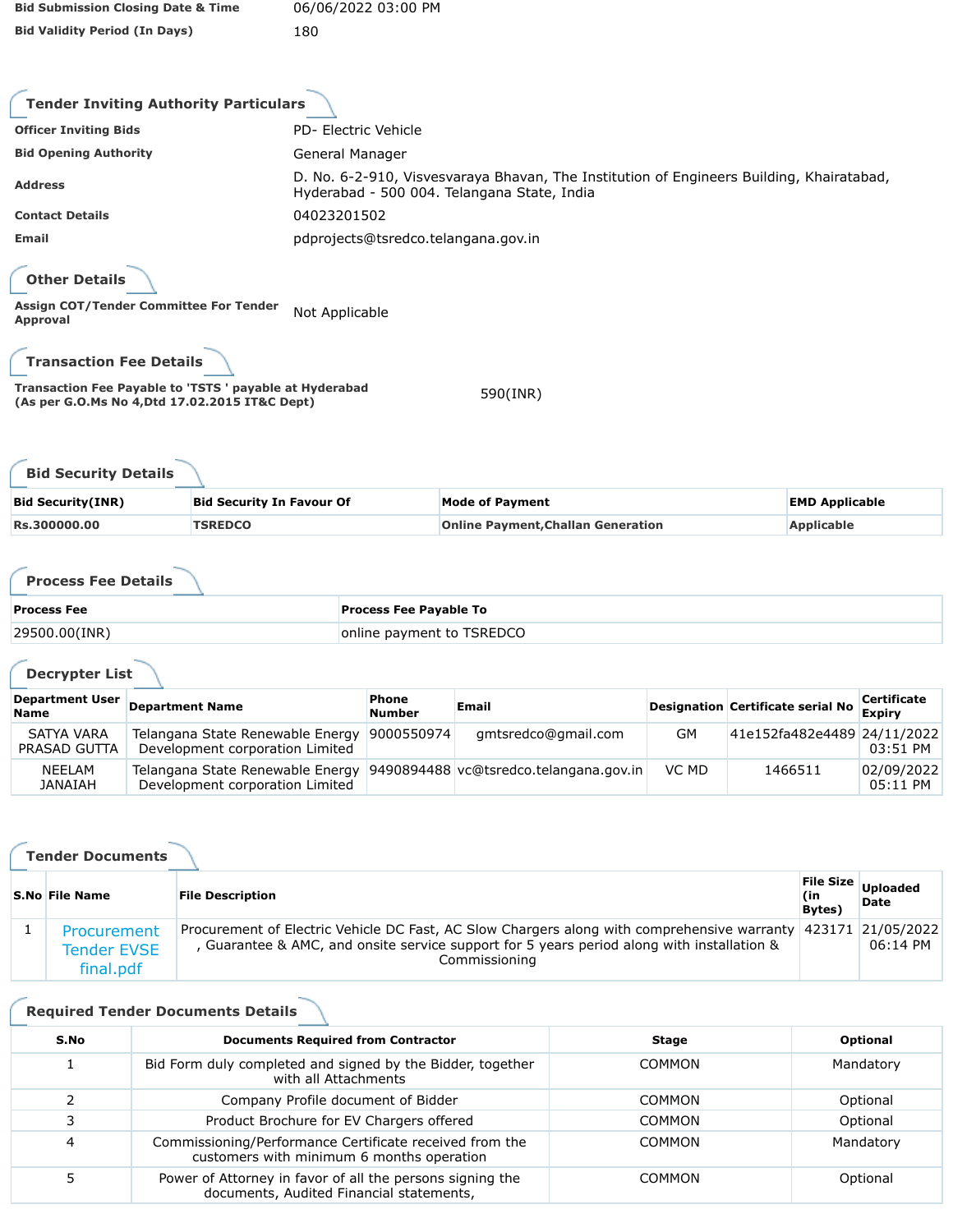| | |
|---|---|
| **Bid Submission Closing Date & Time** | 06/06/2022 03:00 PM |
| **Bid Validity Period (In Days)** | 180 |

## Tender Inviting Authority Particulars

| | |
|---|---|
| **Officer Inviting Bids** | PD- Electric Vehicle |
| **Bid Opening Authority** | General Manager |
| **Address** | D. No. 6-2-910, Visvesvaraya Bhavan, The Institution of Engineers Building, Khairatabad, Hyderabad - 500 004. Telangana State, India |
| **Contact Details** | 04023201502 |
| **Email** | pdprojects@tsredco.telangana.gov.in |

## Other Details

| | |
|---|---|
| **Assign COT/Tender Committee For Tender Approval** | Not Applicable |

## Transaction Fee Details

| | |
|---|---|
| **Transaction Fee Payable to 'TSTS ' payable at Hyderabad (As per G.O.Ms No 4,Dtd 17.02.2015 IT&C Dept)** | 590(INR) |

## Bid Security Details

| Bid Security(INR) | Bid Security In Favour Of | Mode of Payment | EMD Applicable |
|---|---|---|---|
| Rs.300000.00 | TSREDCO | Online Payment,Challan Generation | Applicable |

## Process Fee Details

| Process Fee | Process Fee Payable To |
|---|---|
| 29500.00(INR) | online payment to TSREDCO |

## Decrypter List

| Department User Name | Department Name | Phone Number | Email | Designation | Certificate serial No | Certificate Expiry |
|---|---|---|---|---|---|---|
| SATYA VARA PRASAD GUTTA | Telangana State Renewable Energy Development corporation Limited | 9000550974 | gmtsredco@gmail.com | GM | 41e152fa482e4489 | 24/11/2022 03:51 PM |
| NEELAM JANAIAH | Telangana State Renewable Energy Development corporation Limited | 9490894488 | vc@tsredco.telangana.gov.in | VC MD | 1466511 | 02/09/2022 05:11 PM |

## Tender Documents

| S.No | File Name | File Description | File Size (in Bytes) | Uploaded Date |
|---|---|---|---|---|
| 1 | Procurement Tender EVSE final.pdf | Procurement of Electric Vehicle DC Fast, AC Slow Chargers along with comprehensive warranty , Guarantee & AMC, and onsite service support for 5 years period along with installation & Commissioning | 423171 | 21/05/2022 06:14 PM |

## Required Tender Documents Details

| S.No | Documents Required from Contractor | Stage | Optional |
|---|---|---|---|
| 1 | Bid Form duly completed and signed by the Bidder, together with all Attachments | COMMON | Mandatory |
| 2 | Company Profile document of Bidder | COMMON | Optional |
| 3 | Product Brochure for EV Chargers offered | COMMON | Optional |
| 4 | Commissioning/Performance Certificate received from the customers with minimum 6 months operation | COMMON | Mandatory |
| 5 | Power of Attorney in favor of all the persons signing the documents, Audited Financial statements, | COMMON | Optional |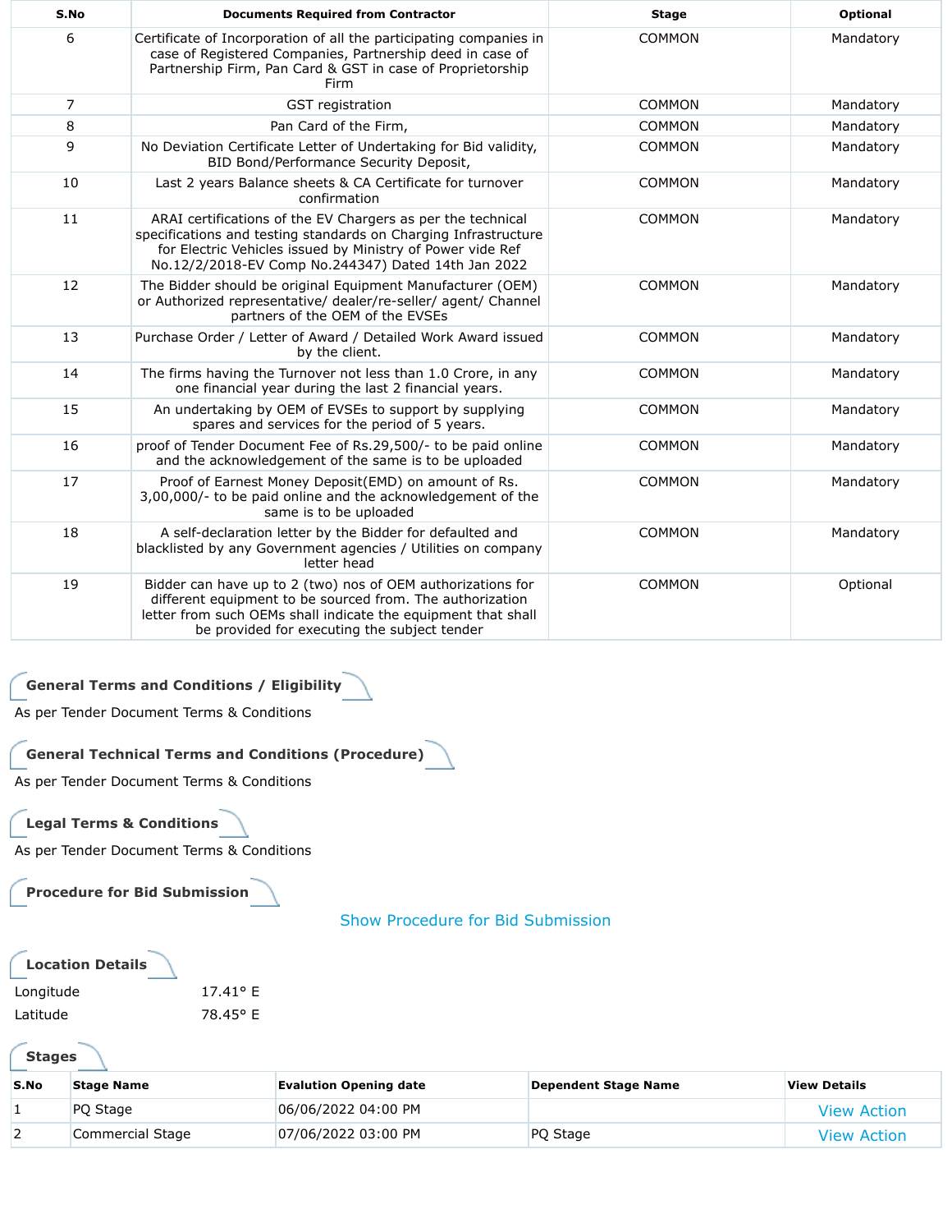| S.No | Documents Required from Contractor | Stage | Optional |
|---|---|---|---|
| 6 | Certificate of Incorporation of all the participating companies in case of Registered Companies, Partnership deed in case of Partnership Firm, Pan Card & GST in case of Proprietorship Firm | COMMON | Mandatory |
| 7 | GST registration | COMMON | Mandatory |
| 8 | Pan Card of the Firm, | COMMON | Mandatory |
| 9 | No Deviation Certificate Letter of Undertaking for Bid validity, BID Bond/Performance Security Deposit, | COMMON | Mandatory |
| 10 | Last 2 years Balance sheets & CA Certificate for turnover confirmation | COMMON | Mandatory |
| 11 | ARAI certifications of the EV Chargers as per the technical specifications and testing standards on Charging Infrastructure for Electric Vehicles issued by Ministry of Power vide Ref No.12/2/2018-EV Comp No.244347) Dated 14th Jan 2022 | COMMON | Mandatory |
| 12 | The Bidder should be original Equipment Manufacturer (OEM) or Authorized representative/ dealer/re-seller/ agent/ Channel partners of the OEM of the EVSEs | COMMON | Mandatory |
| 13 | Purchase Order / Letter of Award / Detailed Work Award issued by the client. | COMMON | Mandatory |
| 14 | The firms having the Turnover not less than 1.0 Crore, in any one financial year during the last 2 financial years. | COMMON | Mandatory |
| 15 | An undertaking by OEM of EVSEs to support by supplying spares and services for the period of 5 years. | COMMON | Mandatory |
| 16 | proof of Tender Document Fee of Rs.29,500/- to be paid online and the acknowledgement of the same is to be uploaded | COMMON | Mandatory |
| 17 | Proof of Earnest Money Deposit(EMD) on amount of Rs. 3,00,000/- to be paid online and the acknowledgement of the same is to be uploaded | COMMON | Mandatory |
| 18 | A self-declaration letter by the Bidder for defaulted and blacklisted by any Government agencies / Utilities on company letter head | COMMON | Mandatory |
| 19 | Bidder can have up to 2 (two) nos of OEM authorizations for different equipment to be sourced from. The authorization letter from such OEMs shall indicate the equipment that shall be provided for executing the subject tender | COMMON | Optional |

## General Terms and Conditions / Eligibility

As per Tender Document Terms & Conditions

## General Technical Terms and Conditions (Procedure)

As per Tender Document Terms & Conditions

## Legal Terms & Conditions

As per Tender Document Terms & Conditions

## Procedure for Bid Submission

Show Procedure for Bid Submission

## Location Details

| | |
|---|---|
| Longitude | 17.41° E |
| Latitude | 78.45° E |

## Stages

| S.No | Stage Name | Evalution Opening date | Dependent Stage Name | View Details |
|---|---|---|---|---|
| 1 | PQ Stage | 06/06/2022 04:00 PM | | View Action |
| 2 | Commercial Stage | 07/06/2022 03:00 PM | PQ Stage | View Action |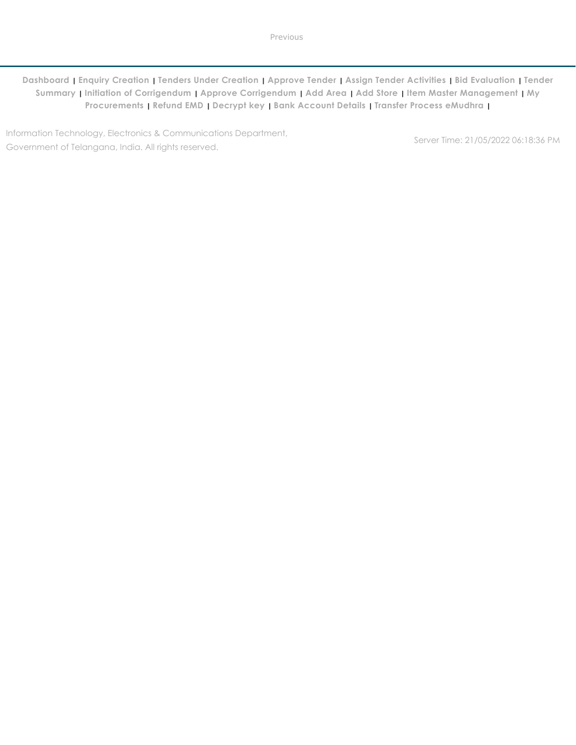Previous

Dashboard | Enquiry Creation | Tenders Under Creation | Approve Tender | Assign Tender Activities | Bid Evaluation | Tender Summary | Initiation of Corrigendum | Approve Corrigendum | Add Area | Add Store | Item Master Management | My Procurements | Refund EMD | Decrypt key | Bank Account Details | Transfer Process eMudhra |

Information Technology, Electronics & Communications Department, Government of Telangana, India. All rights reserved.

Server Time: 21/05/2022 06:18:36 PM